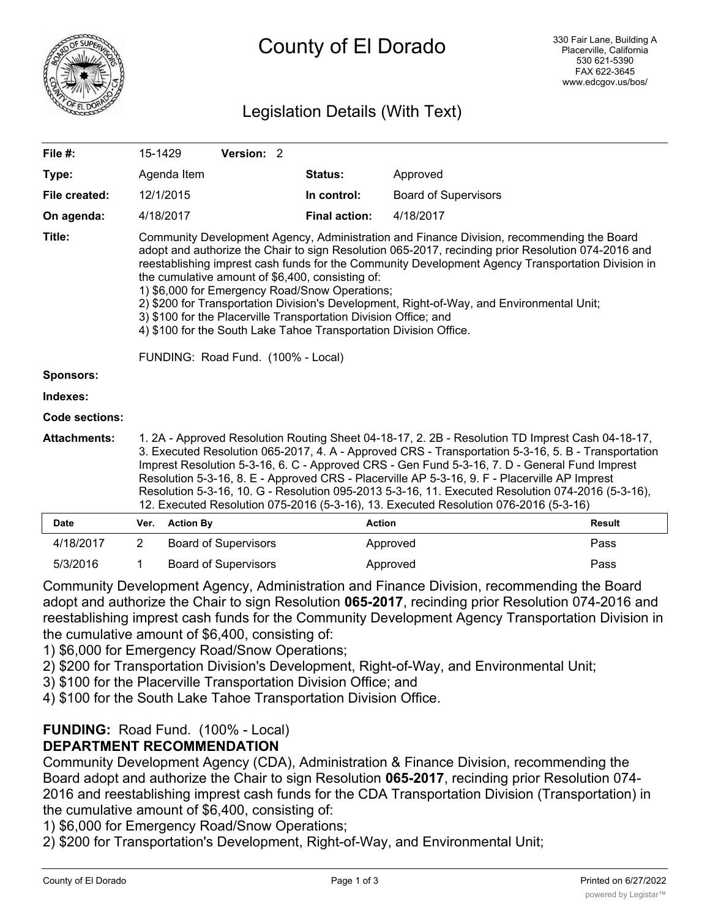# County of El Dorado

330 Fair Lane, Building A
Placerville, California
530 621-5390
FAX 622-3645
www.edcgov.us/bos/

## Legislation Details (With Text)

| | | | |
|---|---|---|---|
| **File #:** | 15-1429 **Version:** 2 | | |
| **Type:** | Agenda Item | **Status:** | Approved |
| **File created:** | 12/1/2015 | **In control:** | Board of Supervisors |
| **On agenda:** | 4/18/2017 | **Final action:** | 4/18/2017 |

**Title:** Community Development Agency, Administration and Finance Division, recommending the Board adopt and authorize the Chair to sign Resolution 065-2017, recinding prior Resolution 074-2016 and reestablishing imprest cash funds for the Community Development Agency Transportation Division in the cumulative amount of $6,400, consisting of:
1) $6,000 for Emergency Road/Snow Operations;
2) $200 for Transportation Division's Development, Right-of-Way, and Environmental Unit;
3) $100 for the Placerville Transportation Division Office; and
4) $100 for the South Lake Tahoe Transportation Division Office.

FUNDING: Road Fund. (100% - Local)

**Sponsors:**

**Indexes:**

**Code sections:**

**Attachments:** 1. 2A - Approved Resolution Routing Sheet 04-18-17, 2. 2B - Resolution TD Imprest Cash 04-18-17, 3. Executed Resolution 065-2017, 4. A - Approved CRS - Transportation 5-3-16, 5. B - Transportation Imprest Resolution 5-3-16, 6. C - Approved CRS - Gen Fund 5-3-16, 7. D - General Fund Imprest Resolution 5-3-16, 8. E - Approved CRS - Placerville AP 5-3-16, 9. F - Placerville AP Imprest Resolution 5-3-16, 10. G - Resolution 095-2013 5-3-16, 11. Executed Resolution 074-2016 (5-3-16), 12. Executed Resolution 075-2016 (5-3-16), 13. Executed Resolution 076-2016 (5-3-16)

| Date | Ver. | Action By | Action | Result |
|---|---|---|---|---|
| 4/18/2017 | 2 | Board of Supervisors | Approved | Pass |
| 5/3/2016 | 1 | Board of Supervisors | Approved | Pass |

Community Development Agency, Administration and Finance Division, recommending the Board adopt and authorize the Chair to sign Resolution **065-2017**, recinding prior Resolution 074-2016 and reestablishing imprest cash funds for the Community Development Agency Transportation Division in the cumulative amount of $6,400, consisting of:
1) $6,000 for Emergency Road/Snow Operations;
2) $200 for Transportation Division's Development, Right-of-Way, and Environmental Unit;
3) $100 for the Placerville Transportation Division Office; and
4) $100 for the South Lake Tahoe Transportation Division Office.

**FUNDING:** Road Fund. (100% - Local)

**DEPARTMENT RECOMMENDATION**

Community Development Agency (CDA), Administration & Finance Division, recommending the Board adopt and authorize the Chair to sign Resolution **065-2017**, recinding prior Resolution 074-2016 and reestablishing imprest cash funds for the CDA Transportation Division (Transportation) in the cumulative amount of $6,400, consisting of:
1) $6,000 for Emergency Road/Snow Operations;
2) $200 for Transportation's Development, Right-of-Way, and Environmental Unit;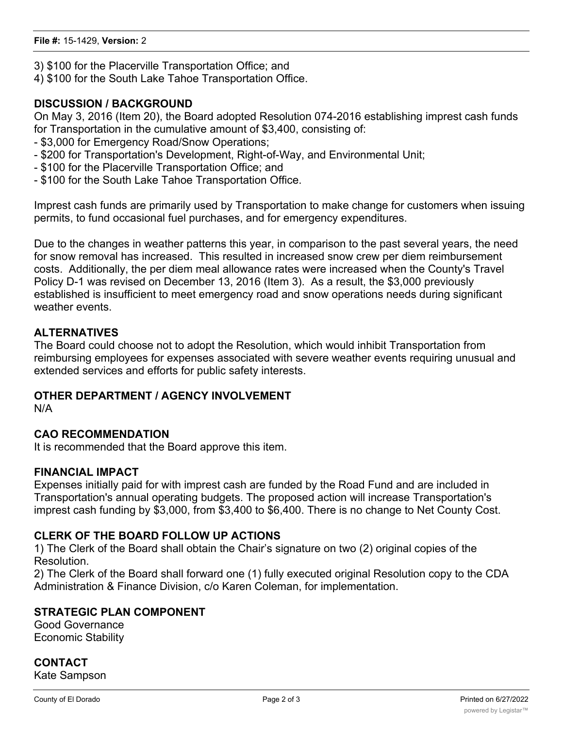3) $100 for the Placerville Transportation Office; and
4) $100 for the South Lake Tahoe Transportation Office.

## DISCUSSION / BACKGROUND

On May 3, 2016 (Item 20), the Board adopted Resolution 074-2016 establishing imprest cash funds for Transportation in the cumulative amount of $3,400, consisting of:

- $3,000 for Emergency Road/Snow Operations;
- $200 for Transportation's Development, Right-of-Way, and Environmental Unit;
- $100 for the Placerville Transportation Office; and
- $100 for the South Lake Tahoe Transportation Office.

Imprest cash funds are primarily used by Transportation to make change for customers when issuing permits, to fund occasional fuel purchases, and for emergency expenditures.

Due to the changes in weather patterns this year, in comparison to the past several years, the need for snow removal has increased. This resulted in increased snow crew per diem reimbursement costs. Additionally, the per diem meal allowance rates were increased when the County's Travel Policy D-1 was revised on December 13, 2016 (Item 3). As a result, the $3,000 previously established is insufficient to meet emergency road and snow operations needs during significant weather events.

## ALTERNATIVES

The Board could choose not to adopt the Resolution, which would inhibit Transportation from reimbursing employees for expenses associated with severe weather events requiring unusual and extended services and efforts for public safety interests.

## OTHER DEPARTMENT / AGENCY INVOLVEMENT

N/A

## CAO RECOMMENDATION

It is recommended that the Board approve this item.

## FINANCIAL IMPACT

Expenses initially paid for with imprest cash are funded by the Road Fund and are included in Transportation's annual operating budgets. The proposed action will increase Transportation's imprest cash funding by $3,000, from $3,400 to $6,400. There is no change to Net County Cost.

## CLERK OF THE BOARD FOLLOW UP ACTIONS

1) The Clerk of the Board shall obtain the Chair's signature on two (2) original copies of the Resolution.
2) The Clerk of the Board shall forward one (1) fully executed original Resolution copy to the CDA Administration & Finance Division, c/o Karen Coleman, for implementation.

## STRATEGIC PLAN COMPONENT

Good Governance
Economic Stability

## CONTACT

Kate Sampson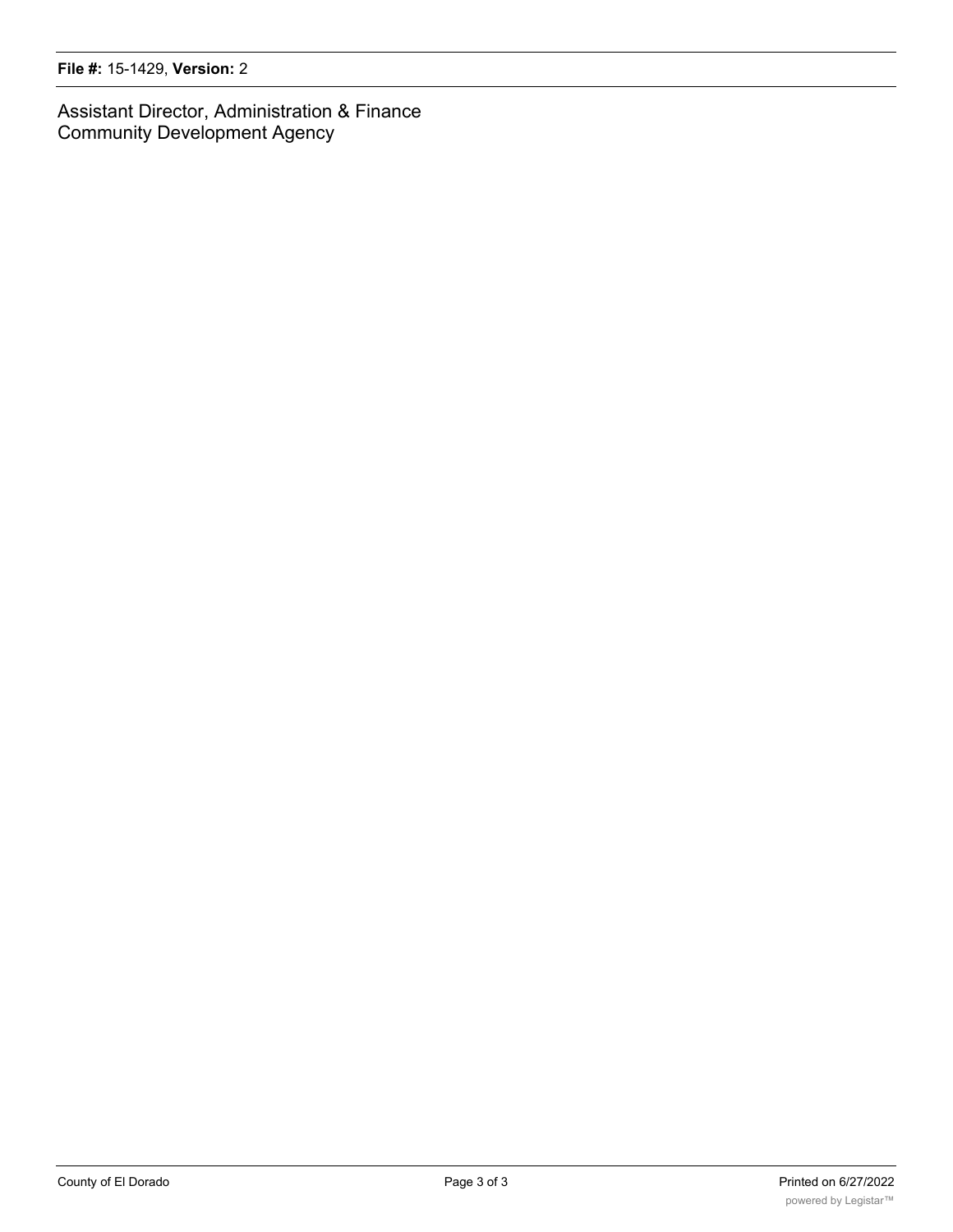Assistant Director, Administration & Finance
Community Development Agency